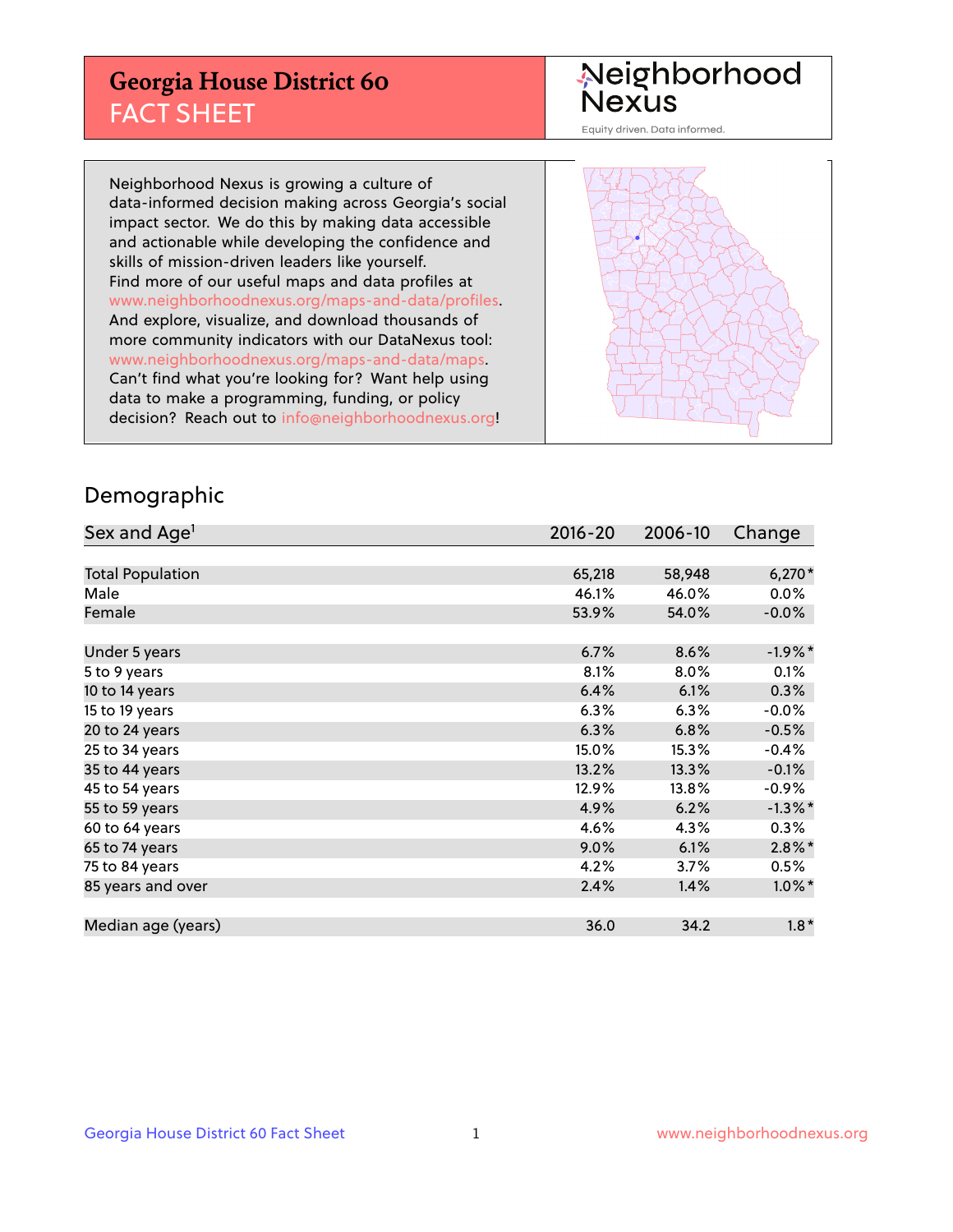# Georgia House District 60
## FACT SHEET

Neighborhood Nexus

Equity driven. Data informed.

Neighborhood Nexus is growing a culture of data-informed decision making across Georgia's social impact sector. We do this by making data accessible and actionable while developing the confidence and skills of mission-driven leaders like yourself. Find more of our useful maps and data profiles at www.neighborhoodnexus.org/maps-and-data/profiles. And explore, visualize, and download thousands of more community indicators with our DataNexus tool: www.neighborhoodnexus.org/maps-and-data/maps. Can't find what you're looking for? Want help using data to make a programming, funding, or policy decision? Reach out to info@neighborhoodnexus.org!

## Demographic

| Sex and Age[1] | 2016-20 | 2006-10 | Change |
|---|---|---|---|
| Total Population | 65,218 | 58,948 | 6,270* |
| Male | 46.1% | 46.0% | 0.0% |
| Female | 53.9% | 54.0% | -0.0% |
| | | | |
| Under 5 years | 6.7% | 8.6% | -1.9%* |
| 5 to 9 years | 8.1% | 8.0% | 0.1% |
| 10 to 14 years | 6.4% | 6.1% | 0.3% |
| 15 to 19 years | 6.3% | 6.3% | -0.0% |
| 20 to 24 years | 6.3% | 6.8% | -0.5% |
| 25 to 34 years | 15.0% | 15.3% | -0.4% |
| 35 to 44 years | 13.2% | 13.3% | -0.1% |
| 45 to 54 years | 12.9% | 13.8% | -0.9% |
| 55 to 59 years | 4.9% | 6.2% | -1.3%* |
| 60 to 64 years | 4.6% | 4.3% | 0.3% |
| 65 to 74 years | 9.0% | 6.1% | 2.8%* |
| 75 to 84 years | 4.2% | 3.7% | 0.5% |
| 85 years and over | 2.4% | 1.4% | 1.0%* |
| | | | |
| Median age (years) | 36.0 | 34.2 | 1.8* |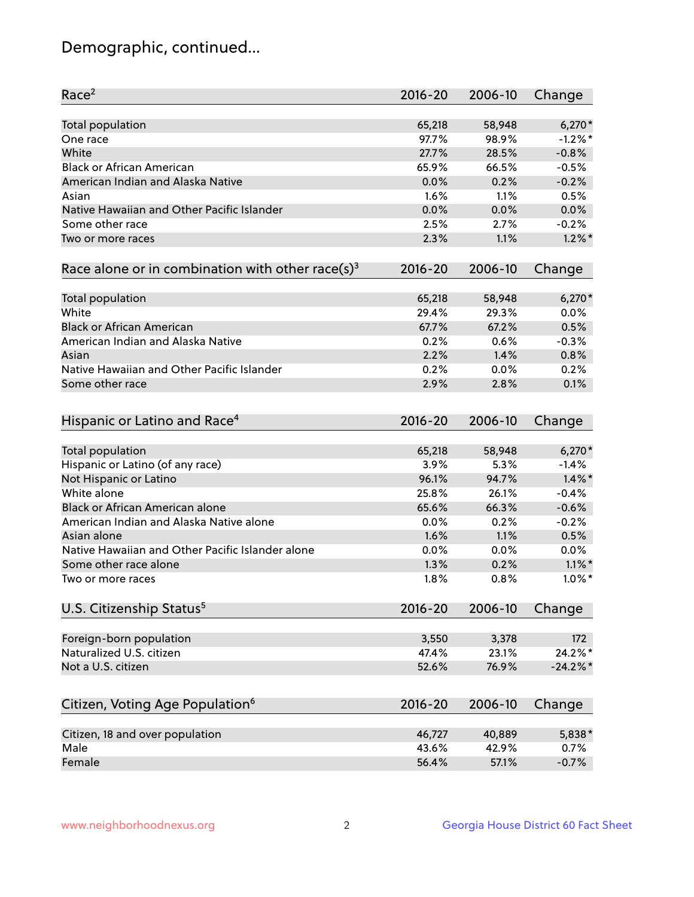# Demographic, continued...

| Race[2] | 2016-20 | 2006-10 | Change |
|---|---|---|---|
| Total population | 65,218 | 58,948 | 6,270* |
| One race | 97.7% | 98.9% | -1.2%* |
| White | 27.7% | 28.5% | -0.8% |
| Black or African American | 65.9% | 66.5% | -0.5% |
| American Indian and Alaska Native | 0.0% | 0.2% | -0.2% |
| Asian | 1.6% | 1.1% | 0.5% |
| Native Hawaiian and Other Pacific Islander | 0.0% | 0.0% | 0.0% |
| Some other race | 2.5% | 2.7% | -0.2% |
| Two or more races | 2.3% | 1.1% | 1.2%* |

| Race alone or in combination with other race(s)[3] | 2016-20 | 2006-10 | Change |
|---|---|---|---|
| Total population | 65,218 | 58,948 | 6,270* |
| White | 29.4% | 29.3% | 0.0% |
| Black or African American | 67.7% | 67.2% | 0.5% |
| American Indian and Alaska Native | 0.2% | 0.6% | -0.3% |
| Asian | 2.2% | 1.4% | 0.8% |
| Native Hawaiian and Other Pacific Islander | 0.2% | 0.0% | 0.2% |
| Some other race | 2.9% | 2.8% | 0.1% |

| Hispanic or Latino and Race[4] | 2016-20 | 2006-10 | Change |
|---|---|---|---|
| Total population | 65,218 | 58,948 | 6,270* |
| Hispanic or Latino (of any race) | 3.9% | 5.3% | -1.4% |
| Not Hispanic or Latino | 96.1% | 94.7% | 1.4%* |
| White alone | 25.8% | 26.1% | -0.4% |
| Black or African American alone | 65.6% | 66.3% | -0.6% |
| American Indian and Alaska Native alone | 0.0% | 0.2% | -0.2% |
| Asian alone | 1.6% | 1.1% | 0.5% |
| Native Hawaiian and Other Pacific Islander alone | 0.0% | 0.0% | 0.0% |
| Some other race alone | 1.3% | 0.2% | 1.1%* |
| Two or more races | 1.8% | 0.8% | 1.0%* |

| U.S. Citizenship Status[5] | 2016-20 | 2006-10 | Change |
|---|---|---|---|
| Foreign-born population | 3,550 | 3,378 | 172 |
| Naturalized U.S. citizen | 47.4% | 23.1% | 24.2%* |
| Not a U.S. citizen | 52.6% | 76.9% | -24.2%* |

| Citizen, Voting Age Population[6] | 2016-20 | 2006-10 | Change |
|---|---|---|---|
| Citizen, 18 and over population | 46,727 | 40,889 | 5,838* |
| Male | 43.6% | 42.9% | 0.7% |
| Female | 56.4% | 57.1% | -0.7% |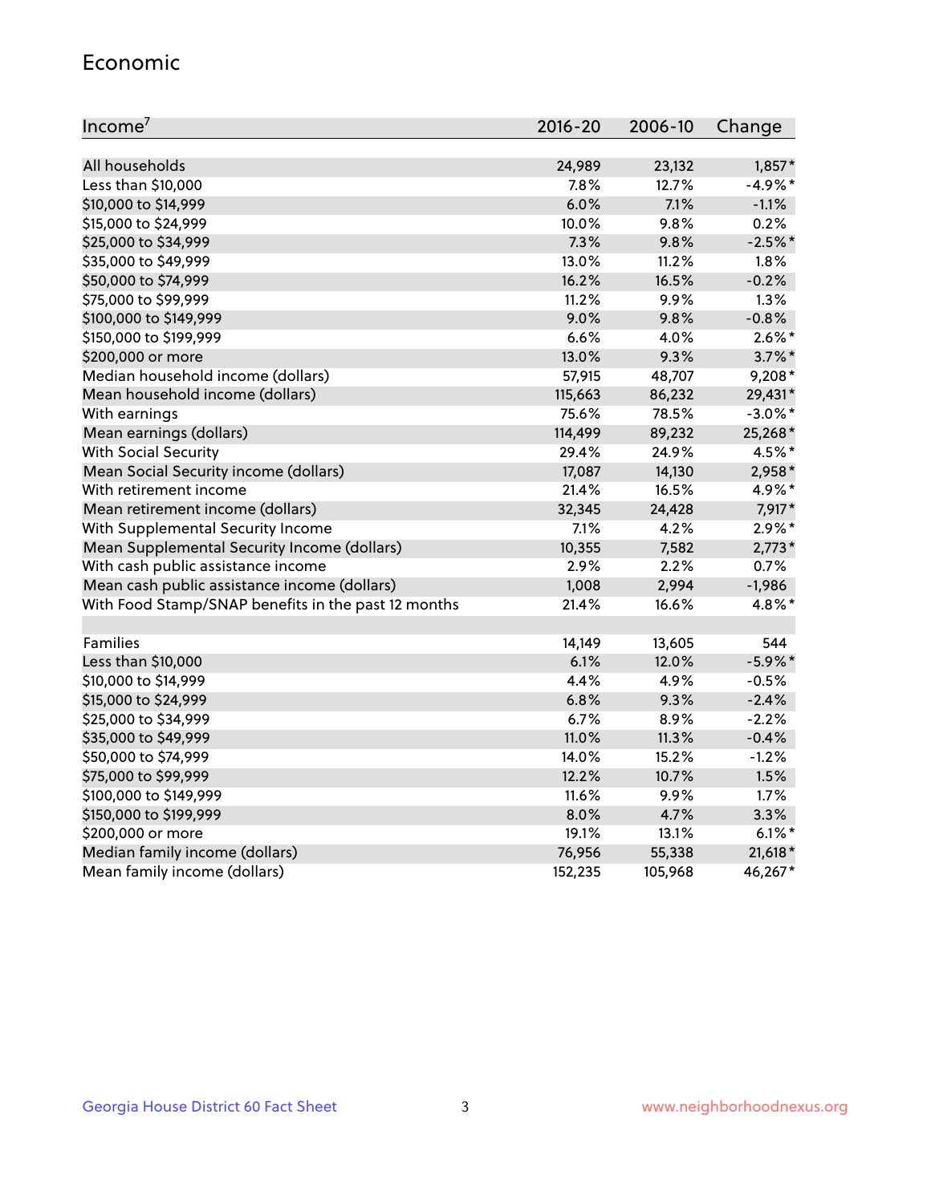## Economic

| Income[7] | 2016-20 | 2006-10 | Change |
|---|---|---|---|
| All households | 24,989 | 23,132 | 1,857* |
| Less than $10,000 | 7.8% | 12.7% | -4.9%* |
| $10,000 to $14,999 | 6.0% | 7.1% | -1.1% |
| $15,000 to $24,999 | 10.0% | 9.8% | 0.2% |
| $25,000 to $34,999 | 7.3% | 9.8% | -2.5%* |
| $35,000 to $49,999 | 13.0% | 11.2% | 1.8% |
| $50,000 to $74,999 | 16.2% | 16.5% | -0.2% |
| $75,000 to $99,999 | 11.2% | 9.9% | 1.3% |
| $100,000 to $149,999 | 9.0% | 9.8% | -0.8% |
| $150,000 to $199,999 | 6.6% | 4.0% | 2.6%* |
| $200,000 or more | 13.0% | 9.3% | 3.7%* |
| Median household income (dollars) | 57,915 | 48,707 | 9,208* |
| Mean household income (dollars) | 115,663 | 86,232 | 29,431* |
| With earnings | 75.6% | 78.5% | -3.0%* |
| Mean earnings (dollars) | 114,499 | 89,232 | 25,268* |
| With Social Security | 29.4% | 24.9% | 4.5%* |
| Mean Social Security income (dollars) | 17,087 | 14,130 | 2,958* |
| With retirement income | 21.4% | 16.5% | 4.9%* |
| Mean retirement income (dollars) | 32,345 | 24,428 | 7,917* |
| With Supplemental Security Income | 7.1% | 4.2% | 2.9%* |
| Mean Supplemental Security Income (dollars) | 10,355 | 7,582 | 2,773* |
| With cash public assistance income | 2.9% | 2.2% | 0.7% |
| Mean cash public assistance income (dollars) | 1,008 | 2,994 | -1,986 |
| With Food Stamp/SNAP benefits in the past 12 months | 21.4% | 16.6% | 4.8%* |
| | | | |
| Families | 14,149 | 13,605 | 544 |
| Less than $10,000 | 6.1% | 12.0% | -5.9%* |
| $10,000 to $14,999 | 4.4% | 4.9% | -0.5% |
| $15,000 to $24,999 | 6.8% | 9.3% | -2.4% |
| $25,000 to $34,999 | 6.7% | 8.9% | -2.2% |
| $35,000 to $49,999 | 11.0% | 11.3% | -0.4% |
| $50,000 to $74,999 | 14.0% | 15.2% | -1.2% |
| $75,000 to $99,999 | 12.2% | 10.7% | 1.5% |
| $100,000 to $149,999 | 11.6% | 9.9% | 1.7% |
| $150,000 to $199,999 | 8.0% | 4.7% | 3.3% |
| $200,000 or more | 19.1% | 13.1% | 6.1%* |
| Median family income (dollars) | 76,956 | 55,338 | 21,618* |
| Mean family income (dollars) | 152,235 | 105,968 | 46,267* |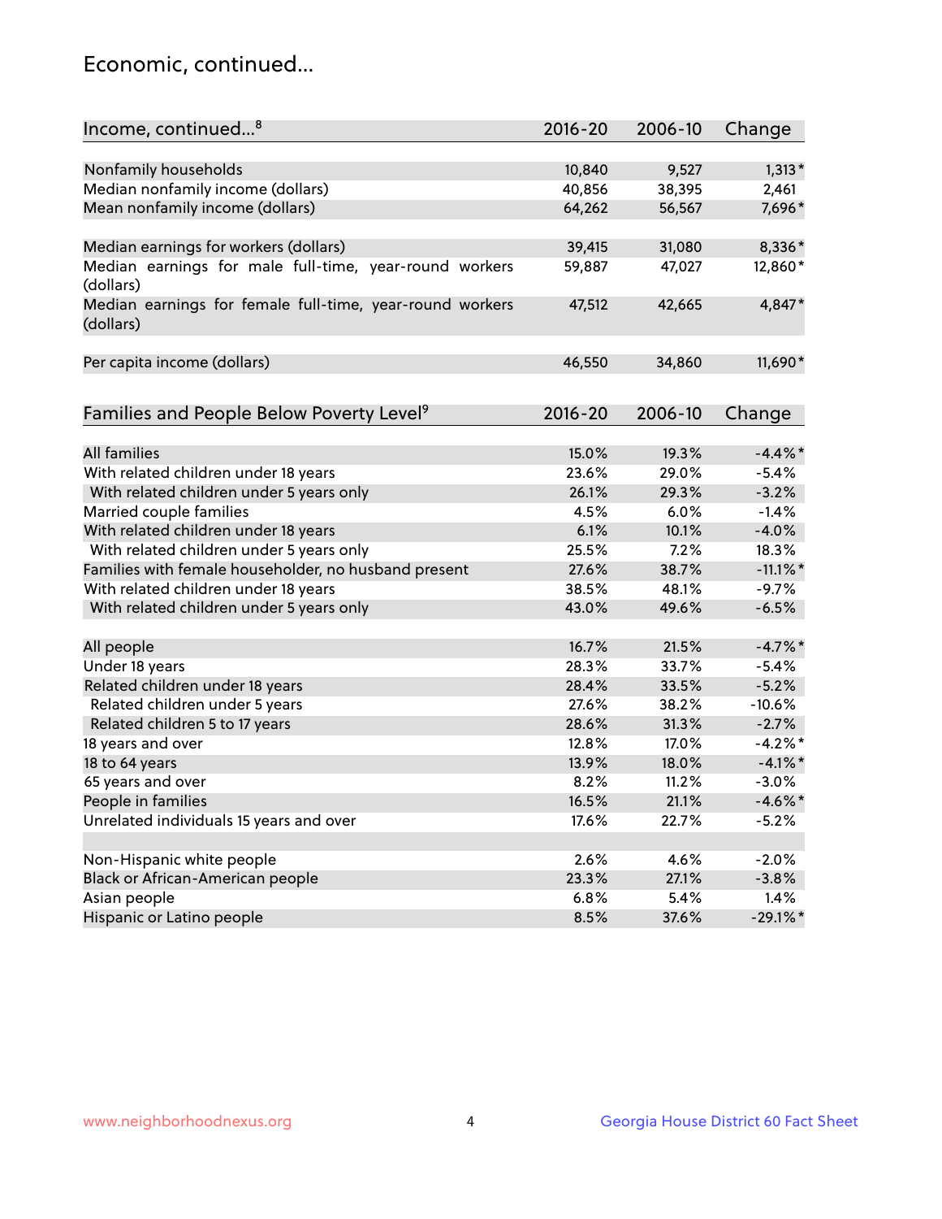## Economic, continued...

| Income, continued...[8] | 2016-20 | 2006-10 | Change |
|---|---|---|---|
| Nonfamily households | 10,840 | 9,527 | 1,313* |
| Median nonfamily income (dollars) | 40,856 | 38,395 | 2,461 |
| Mean nonfamily income (dollars) | 64,262 | 56,567 | 7,696* |
| Median earnings for workers (dollars) | 39,415 | 31,080 | 8,336* |
| Median earnings for male full-time, year-round workers (dollars) | 59,887 | 47,027 | 12,860* |
| Median earnings for female full-time, year-round workers (dollars) | 47,512 | 42,665 | 4,847* |
| Per capita income (dollars) | 46,550 | 34,860 | 11,690* |

| Families and People Below Poverty Level[9] | 2016-20 | 2006-10 | Change |
|---|---|---|---|
| All families | 15.0% | 19.3% | -4.4%* |
| With related children under 18 years | 23.6% | 29.0% | -5.4% |
| With related children under 5 years only | 26.1% | 29.3% | -3.2% |
| Married couple families | 4.5% | 6.0% | -1.4% |
| With related children under 18 years | 6.1% | 10.1% | -4.0% |
| With related children under 5 years only | 25.5% | 7.2% | 18.3% |
| Families with female householder, no husband present | 27.6% | 38.7% | -11.1%* |
| With related children under 18 years | 38.5% | 48.1% | -9.7% |
| With related children under 5 years only | 43.0% | 49.6% | -6.5% |
| All people | 16.7% | 21.5% | -4.7%* |
| Under 18 years | 28.3% | 33.7% | -5.4% |
| Related children under 18 years | 28.4% | 33.5% | -5.2% |
| Related children under 5 years | 27.6% | 38.2% | -10.6% |
| Related children 5 to 17 years | 28.6% | 31.3% | -2.7% |
| 18 years and over | 12.8% | 17.0% | -4.2%* |
| 18 to 64 years | 13.9% | 18.0% | -4.1%* |
| 65 years and over | 8.2% | 11.2% | -3.0% |
| People in families | 16.5% | 21.1% | -4.6%* |
| Unrelated individuals 15 years and over | 17.6% | 22.7% | -5.2% |
| Non-Hispanic white people | 2.6% | 4.6% | -2.0% |
| Black or African-American people | 23.3% | 27.1% | -3.8% |
| Asian people | 6.8% | 5.4% | 1.4% |
| Hispanic or Latino people | 8.5% | 37.6% | -29.1%* |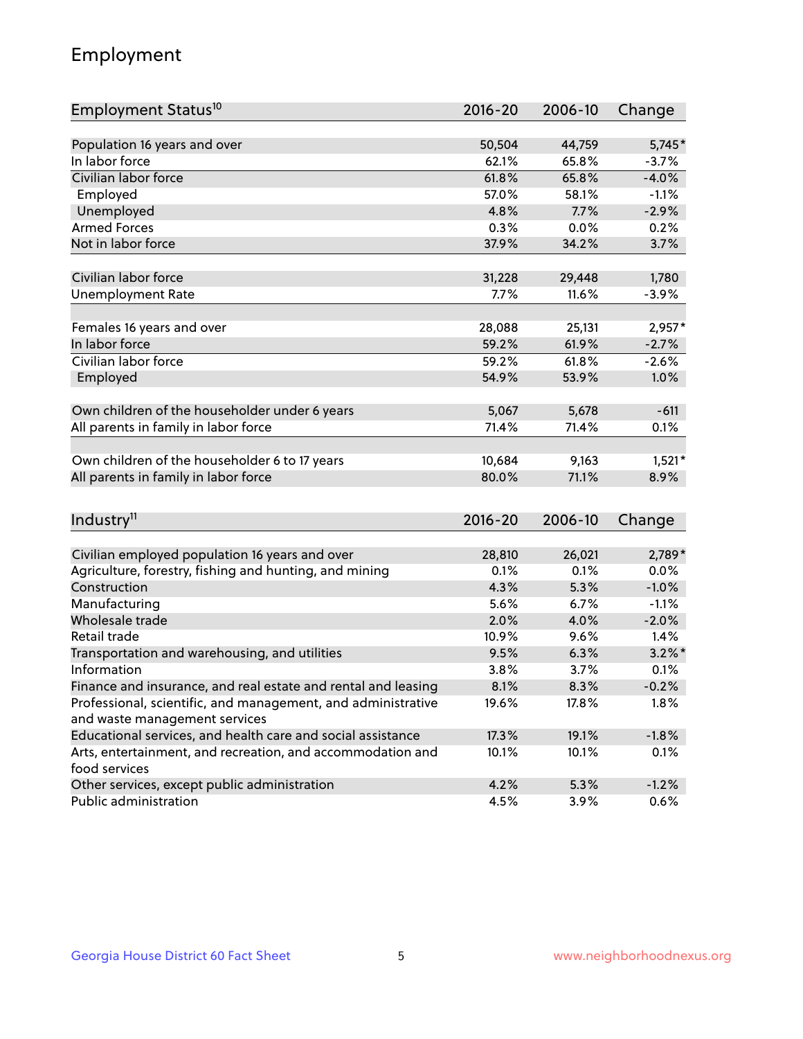# Employment

| Employment Status[10] | 2016-20 | 2006-10 | Change |
|---|---|---|---|
| Population 16 years and over | 50,504 | 44,759 | 5,745* |
| In labor force | 62.1% | 65.8% | -3.7% |
| Civilian labor force | 61.8% | 65.8% | -4.0% |
| Employed | 57.0% | 58.1% | -1.1% |
| Unemployed | 4.8% | 7.7% | -2.9% |
| Armed Forces | 0.3% | 0.0% | 0.2% |
| Not in labor force | 37.9% | 34.2% | 3.7% |
| | | | |
| Civilian labor force | 31,228 | 29,448 | 1,780 |
| Unemployment Rate | 7.7% | 11.6% | -3.9% |
| | | | |
| Females 16 years and over | 28,088 | 25,131 | 2,957* |
| In labor force | 59.2% | 61.9% | -2.7% |
| Civilian labor force | 59.2% | 61.8% | -2.6% |
| Employed | 54.9% | 53.9% | 1.0% |
| | | | |
| Own children of the householder under 6 years | 5,067 | 5,678 | -611 |
| All parents in family in labor force | 71.4% | 71.4% | 0.1% |
| | | | |
| Own children of the householder 6 to 17 years | 10,684 | 9,163 | 1,521* |
| All parents in family in labor force | 80.0% | 71.1% | 8.9% |

| Industry[11] | 2016-20 | 2006-10 | Change |
|---|---|---|---|
| Civilian employed population 16 years and over | 28,810 | 26,021 | 2,789* |
| Agriculture, forestry, fishing and hunting, and mining | 0.1% | 0.1% | 0.0% |
| Construction | 4.3% | 5.3% | -1.0% |
| Manufacturing | 5.6% | 6.7% | -1.1% |
| Wholesale trade | 2.0% | 4.0% | -2.0% |
| Retail trade | 10.9% | 9.6% | 1.4% |
| Transportation and warehousing, and utilities | 9.5% | 6.3% | 3.2%* |
| Information | 3.8% | 3.7% | 0.1% |
| Finance and insurance, and real estate and rental and leasing | 8.1% | 8.3% | -0.2% |
| Professional, scientific, and management, and administrative and waste management services | 19.6% | 17.8% | 1.8% |
| Educational services, and health care and social assistance | 17.3% | 19.1% | -1.8% |
| Arts, entertainment, and recreation, and accommodation and food services | 10.1% | 10.1% | 0.1% |
| Other services, except public administration | 4.2% | 5.3% | -1.2% |
| Public administration | 4.5% | 3.9% | 0.6% |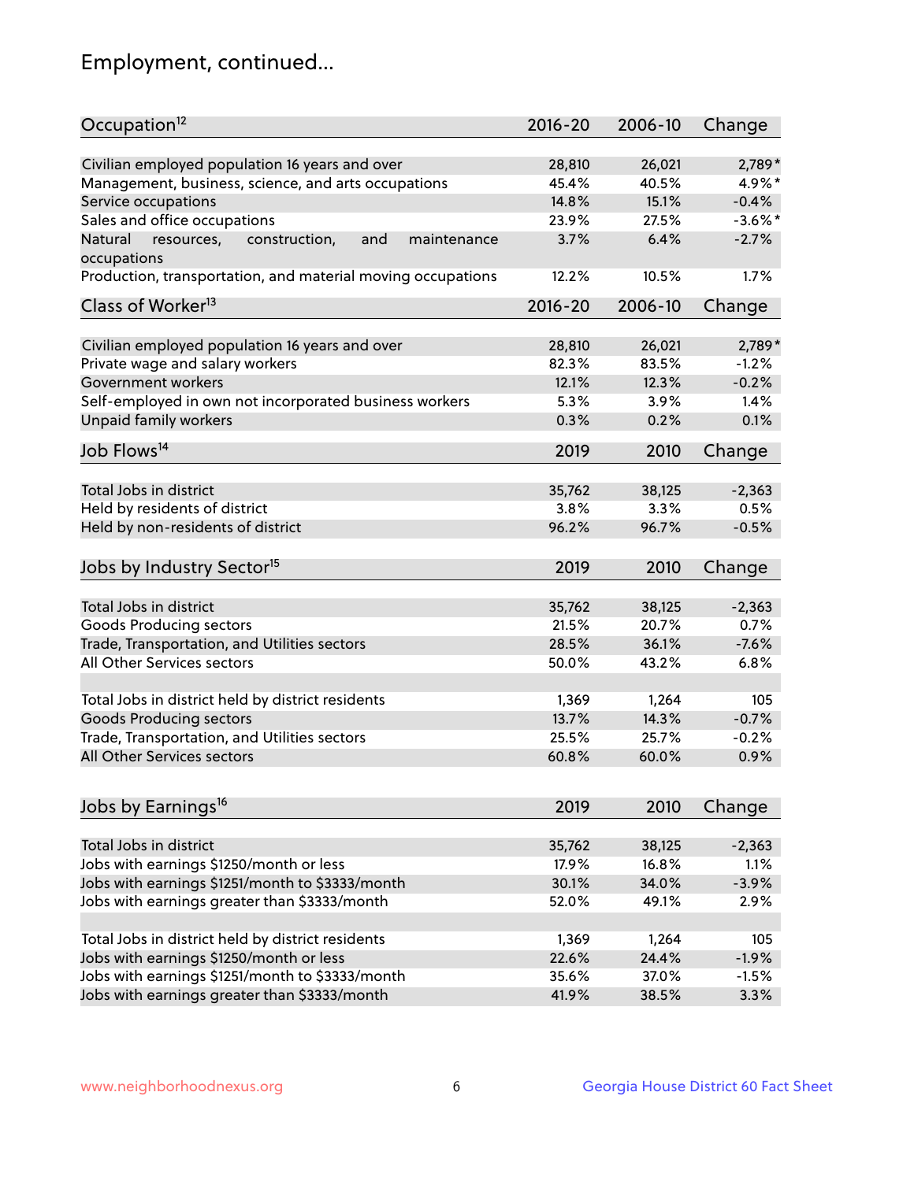## Employment, continued...

| Occupation[12] | 2016-20 | 2006-10 | Change |
|---|---|---|---|
| Civilian employed population 16 years and over | 28,810 | 26,021 | 2,789* |
| Management, business, science, and arts occupations | 45.4% | 40.5% | 4.9%* |
| Service occupations | 14.8% | 15.1% | -0.4% |
| Sales and office occupations | 23.9% | 27.5% | -3.6%* |
| Natural resources, construction, and maintenance occupations | 3.7% | 6.4% | -2.7% |
| Production, transportation, and material moving occupations | 12.2% | 10.5% | 1.7% |

| Class of Worker[13] | 2016-20 | 2006-10 | Change |
|---|---|---|---|
| Civilian employed population 16 years and over | 28,810 | 26,021 | 2,789* |
| Private wage and salary workers | 82.3% | 83.5% | -1.2% |
| Government workers | 12.1% | 12.3% | -0.2% |
| Self-employed in own not incorporated business workers | 5.3% | 3.9% | 1.4% |
| Unpaid family workers | 0.3% | 0.2% | 0.1% |

| Job Flows[14] | 2019 | 2010 | Change |
|---|---|---|---|
| Total Jobs in district | 35,762 | 38,125 | -2,363 |
| Held by residents of district | 3.8% | 3.3% | 0.5% |
| Held by non-residents of district | 96.2% | 96.7% | -0.5% |

| Jobs by Industry Sector[15] | 2019 | 2010 | Change |
|---|---|---|---|
| Total Jobs in district | 35,762 | 38,125 | -2,363 |
| Goods Producing sectors | 21.5% | 20.7% | 0.7% |
| Trade, Transportation, and Utilities sectors | 28.5% | 36.1% | -7.6% |
| All Other Services sectors | 50.0% | 43.2% | 6.8% |
| | | | |
| Total Jobs in district held by district residents | 1,369 | 1,264 | 105 |
| Goods Producing sectors | 13.7% | 14.3% | -0.7% |
| Trade, Transportation, and Utilities sectors | 25.5% | 25.7% | -0.2% |
| All Other Services sectors | 60.8% | 60.0% | 0.9% |

| Jobs by Earnings[16] | 2019 | 2010 | Change |
|---|---|---|---|
| Total Jobs in district | 35,762 | 38,125 | -2,363 |
| Jobs with earnings $1250/month or less | 17.9% | 16.8% | 1.1% |
| Jobs with earnings $1251/month to $3333/month | 30.1% | 34.0% | -3.9% |
| Jobs with earnings greater than $3333/month | 52.0% | 49.1% | 2.9% |
| | | | |
| Total Jobs in district held by district residents | 1,369 | 1,264 | 105 |
| Jobs with earnings $1250/month or less | 22.6% | 24.4% | -1.9% |
| Jobs with earnings $1251/month to $3333/month | 35.6% | 37.0% | -1.5% |
| Jobs with earnings greater than $3333/month | 41.9% | 38.5% | 3.3% |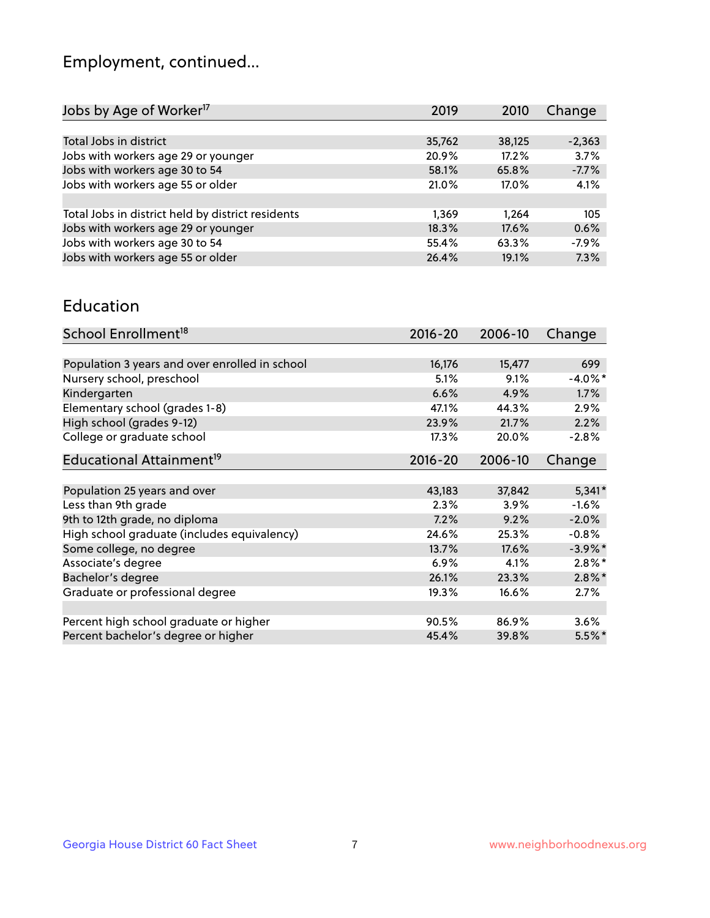# Employment, continued...

| Jobs by Age of Worker[17] | 2019 | 2010 | Change |
|---|---|---|---|
| Total Jobs in district | 35,762 | 38,125 | -2,363 |
| Jobs with workers age 29 or younger | 20.9% | 17.2% | 3.7% |
| Jobs with workers age 30 to 54 | 58.1% | 65.8% | -7.7% |
| Jobs with workers age 55 or older | 21.0% | 17.0% | 4.1% |
| | | | |
| Total Jobs in district held by district residents | 1,369 | 1,264 | 105 |
| Jobs with workers age 29 or younger | 18.3% | 17.6% | 0.6% |
| Jobs with workers age 30 to 54 | 55.4% | 63.3% | -7.9% |
| Jobs with workers age 55 or older | 26.4% | 19.1% | 7.3% |

## Education

| School Enrollment[18] | 2016-20 | 2006-10 | Change |
|---|---|---|---|
| Population 3 years and over enrolled in school | 16,176 | 15,477 | 699 |
| Nursery school, preschool | 5.1% | 9.1% | -4.0%* |
| Kindergarten | 6.6% | 4.9% | 1.7% |
| Elementary school (grades 1-8) | 47.1% | 44.3% | 2.9% |
| High school (grades 9-12) | 23.9% | 21.7% | 2.2% |
| College or graduate school | 17.3% | 20.0% | -2.8% |

| Educational Attainment[19] | 2016-20 | 2006-10 | Change |
|---|---|---|---|
| Population 25 years and over | 43,183 | 37,842 | 5,341* |
| Less than 9th grade | 2.3% | 3.9% | -1.6% |
| 9th to 12th grade, no diploma | 7.2% | 9.2% | -2.0% |
| High school graduate (includes equivalency) | 24.6% | 25.3% | -0.8% |
| Some college, no degree | 13.7% | 17.6% | -3.9%* |
| Associate's degree | 6.9% | 4.1% | 2.8%* |
| Bachelor's degree | 26.1% | 23.3% | 2.8%* |
| Graduate or professional degree | 19.3% | 16.6% | 2.7% |
| | | | |
| Percent high school graduate or higher | 90.5% | 86.9% | 3.6% |
| Percent bachelor's degree or higher | 45.4% | 39.8% | 5.5%* |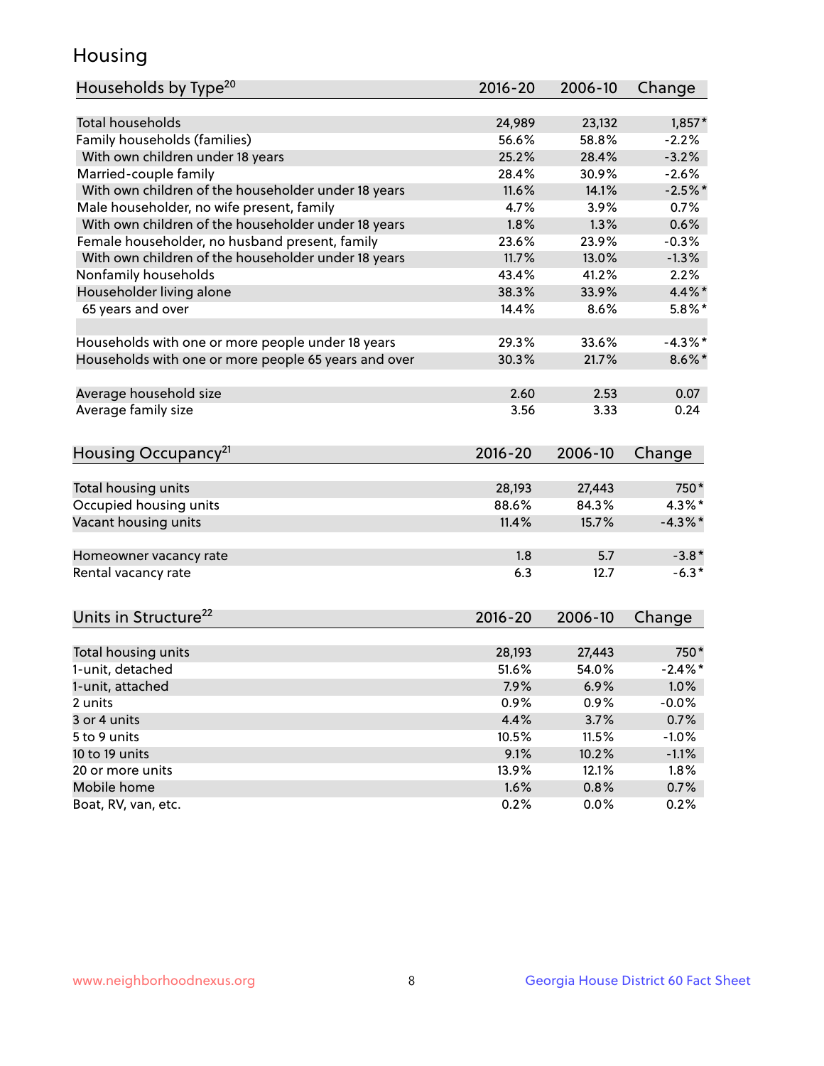## Housing

| Households by Type[20] | 2016-20 | 2006-10 | Change |
|---|---|---|---|
| Total households | 24,989 | 23,132 | 1,857* |
| Family households (families) | 56.6% | 58.8% | -2.2% |
| With own children under 18 years | 25.2% | 28.4% | -3.2% |
| Married-couple family | 28.4% | 30.9% | -2.6% |
| With own children of the householder under 18 years | 11.6% | 14.1% | -2.5%* |
| Male householder, no wife present, family | 4.7% | 3.9% | 0.7% |
| With own children of the householder under 18 years | 1.8% | 1.3% | 0.6% |
| Female householder, no husband present, family | 23.6% | 23.9% | -0.3% |
| With own children of the householder under 18 years | 11.7% | 13.0% | -1.3% |
| Nonfamily households | 43.4% | 41.2% | 2.2% |
| Householder living alone | 38.3% | 33.9% | 4.4%* |
| 65 years and over | 14.4% | 8.6% | 5.8%* |
| | | | |
| Households with one or more people under 18 years | 29.3% | 33.6% | -4.3%* |
| Households with one or more people 65 years and over | 30.3% | 21.7% | 8.6%* |
| | | | |
| Average household size | 2.60 | 2.53 | 0.07 |
| Average family size | 3.56 | 3.33 | 0.24 |

| Housing Occupancy[21] | 2016-20 | 2006-10 | Change |
|---|---|---|---|
| Total housing units | 28,193 | 27,443 | 750* |
| Occupied housing units | 88.6% | 84.3% | 4.3%* |
| Vacant housing units | 11.4% | 15.7% | -4.3%* |
| | | | |
| Homeowner vacancy rate | 1.8 | 5.7 | -3.8* |
| Rental vacancy rate | 6.3 | 12.7 | -6.3* |

| Units in Structure[22] | 2016-20 | 2006-10 | Change |
|---|---|---|---|
| Total housing units | 28,193 | 27,443 | 750* |
| 1-unit, detached | 51.6% | 54.0% | -2.4%* |
| 1-unit, attached | 7.9% | 6.9% | 1.0% |
| 2 units | 0.9% | 0.9% | -0.0% |
| 3 or 4 units | 4.4% | 3.7% | 0.7% |
| 5 to 9 units | 10.5% | 11.5% | -1.0% |
| 10 to 19 units | 9.1% | 10.2% | -1.1% |
| 20 or more units | 13.9% | 12.1% | 1.8% |
| Mobile home | 1.6% | 0.8% | 0.7% |
| Boat, RV, van, etc. | 0.2% | 0.0% | 0.2% |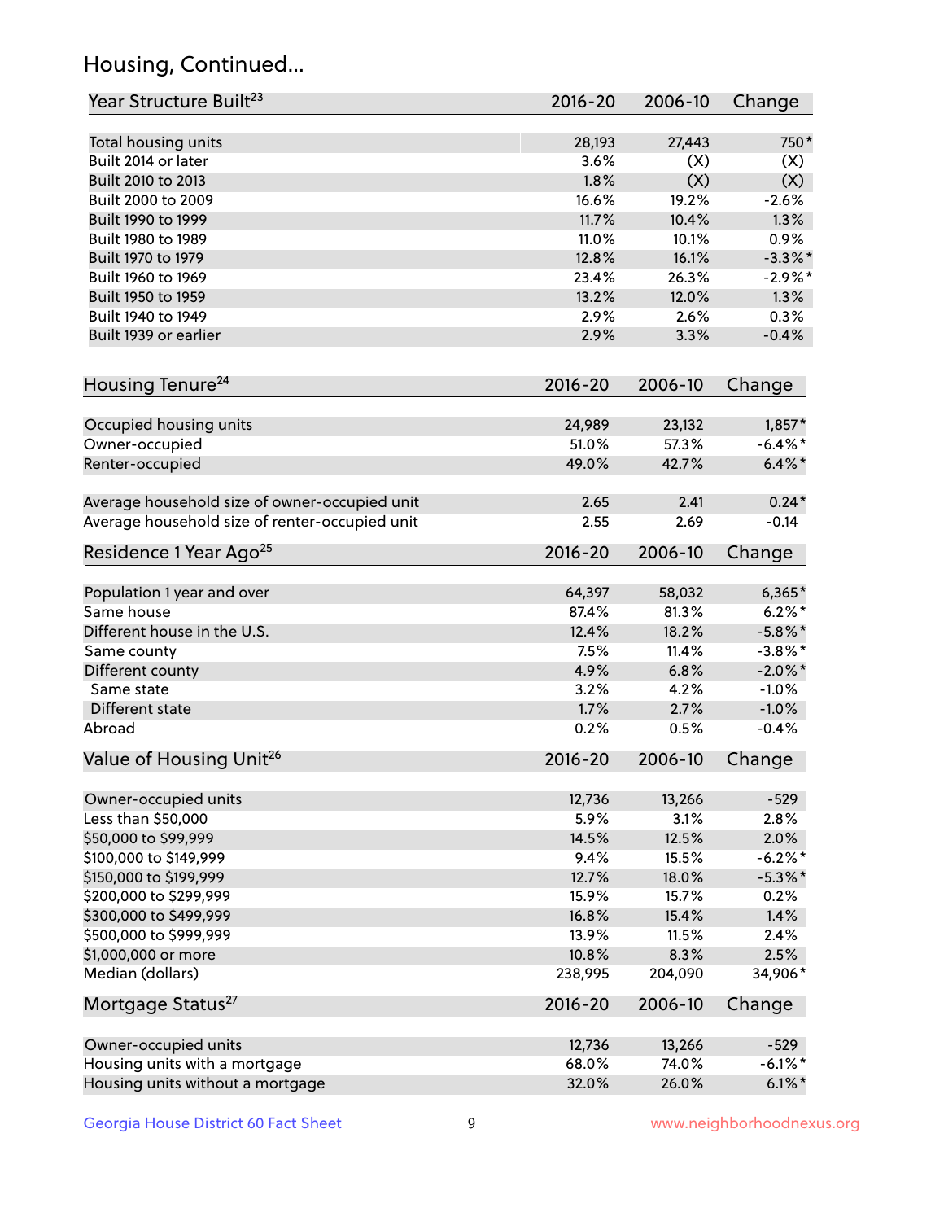## Housing, Continued...

| Year Structure Built[23] | 2016-20 | 2006-10 | Change |
|---|---|---|---|
| Total housing units | 28,193 | 27,443 | 750* |
| Built 2014 or later | 3.6% | (X) | (X) |
| Built 2010 to 2013 | 1.8% | (X) | (X) |
| Built 2000 to 2009 | 16.6% | 19.2% | -2.6% |
| Built 1990 to 1999 | 11.7% | 10.4% | 1.3% |
| Built 1980 to 1989 | 11.0% | 10.1% | 0.9% |
| Built 1970 to 1979 | 12.8% | 16.1% | -3.3%* |
| Built 1960 to 1969 | 23.4% | 26.3% | -2.9%* |
| Built 1950 to 1959 | 13.2% | 12.0% | 1.3% |
| Built 1940 to 1949 | 2.9% | 2.6% | 0.3% |
| Built 1939 or earlier | 2.9% | 3.3% | -0.4% |

| Housing Tenure[24] | 2016-20 | 2006-10 | Change |
|---|---|---|---|
| Occupied housing units | 24,989 | 23,132 | 1,857* |
| Owner-occupied | 51.0% | 57.3% | -6.4%* |
| Renter-occupied | 49.0% | 42.7% | 6.4%* |
| Average household size of owner-occupied unit | 2.65 | 2.41 | 0.24* |
| Average household size of renter-occupied unit | 2.55 | 2.69 | -0.14 |

| Residence 1 Year Ago[25] | 2016-20 | 2006-10 | Change |
|---|---|---|---|
| Population 1 year and over | 64,397 | 58,032 | 6,365* |
| Same house | 87.4% | 81.3% | 6.2%* |
| Different house in the U.S. | 12.4% | 18.2% | -5.8%* |
| Same county | 7.5% | 11.4% | -3.8%* |
| Different county | 4.9% | 6.8% | -2.0%* |
| Same state | 3.2% | 4.2% | -1.0% |
| Different state | 1.7% | 2.7% | -1.0% |
| Abroad | 0.2% | 0.5% | -0.4% |

| Value of Housing Unit[26] | 2016-20 | 2006-10 | Change |
|---|---|---|---|
| Owner-occupied units | 12,736 | 13,266 | -529 |
| Less than $50,000 | 5.9% | 3.1% | 2.8% |
| $50,000 to $99,999 | 14.5% | 12.5% | 2.0% |
| $100,000 to $149,999 | 9.4% | 15.5% | -6.2%* |
| $150,000 to $199,999 | 12.7% | 18.0% | -5.3%* |
| $200,000 to $299,999 | 15.9% | 15.7% | 0.2% |
| $300,000 to $499,999 | 16.8% | 15.4% | 1.4% |
| $500,000 to $999,999 | 13.9% | 11.5% | 2.4% |
| $1,000,000 or more | 10.8% | 8.3% | 2.5% |
| Median (dollars) | 238,995 | 204,090 | 34,906* |

| Mortgage Status[27] | 2016-20 | 2006-10 | Change |
|---|---|---|---|
| Owner-occupied units | 12,736 | 13,266 | -529 |
| Housing units with a mortgage | 68.0% | 74.0% | -6.1%* |
| Housing units without a mortgage | 32.0% | 26.0% | 6.1%* |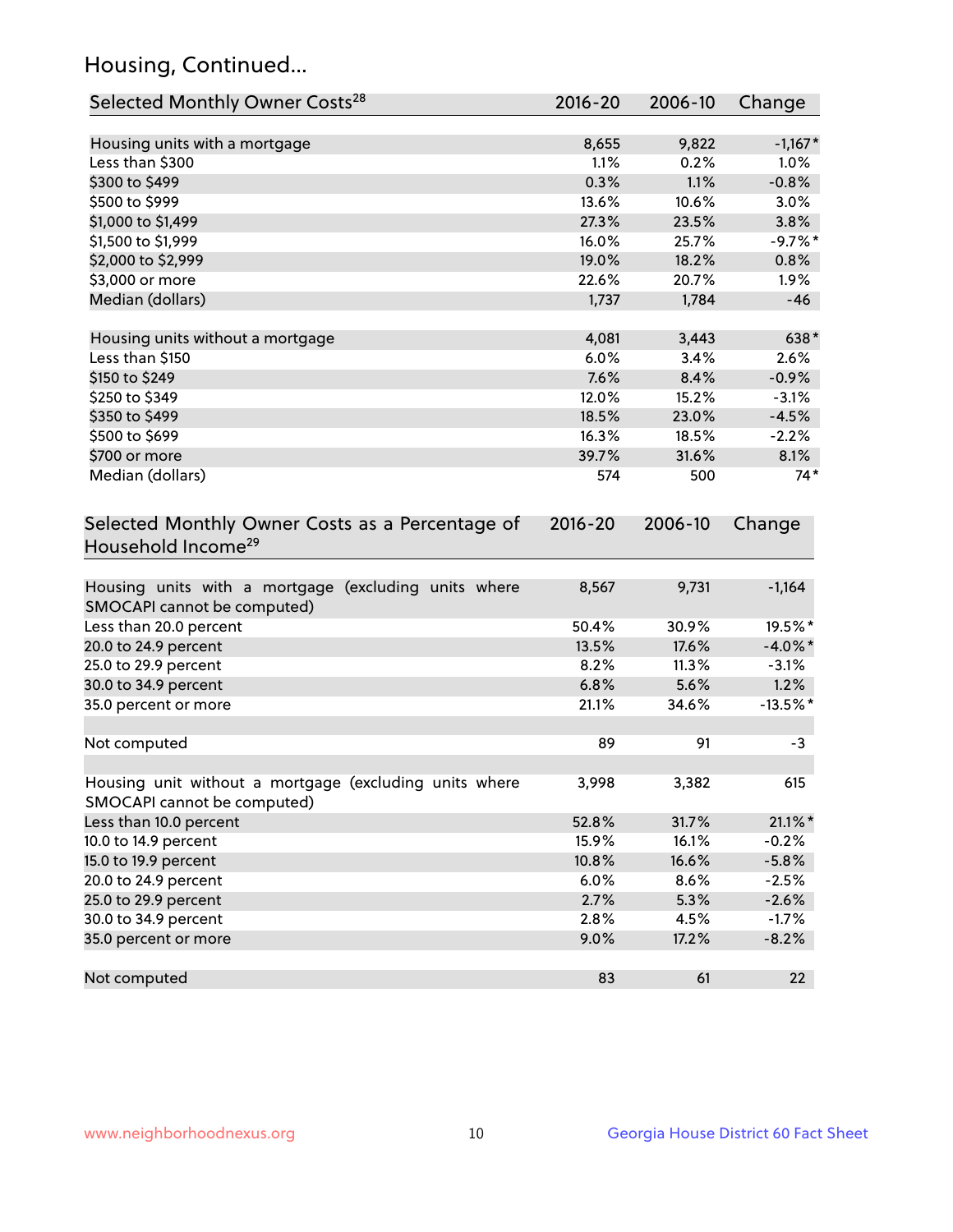## Housing, Continued...

| Selected Monthly Owner Costs[28] | 2016-20 | 2006-10 | Change |
|---|---|---|---|
| Housing units with a mortgage | 8,655 | 9,822 | -1,167* |
| Less than $300 | 1.1% | 0.2% | 1.0% |
| $300 to $499 | 0.3% | 1.1% | -0.8% |
| $500 to $999 | 13.6% | 10.6% | 3.0% |
| $1,000 to $1,499 | 27.3% | 23.5% | 3.8% |
| $1,500 to $1,999 | 16.0% | 25.7% | -9.7%* |
| $2,000 to $2,999 | 19.0% | 18.2% | 0.8% |
| $3,000 or more | 22.6% | 20.7% | 1.9% |
| Median (dollars) | 1,737 | 1,784 | -46 |
| | | | |
| Housing units without a mortgage | 4,081 | 3,443 | 638* |
| Less than $150 | 6.0% | 3.4% | 2.6% |
| $150 to $249 | 7.6% | 8.4% | -0.9% |
| $250 to $349 | 12.0% | 15.2% | -3.1% |
| $350 to $499 | 18.5% | 23.0% | -4.5% |
| $500 to $699 | 16.3% | 18.5% | -2.2% |
| $700 or more | 39.7% | 31.6% | 8.1% |
| Median (dollars) | 574 | 500 | 74* |

| Selected Monthly Owner Costs as a Percentage of Household Income[29] | 2016-20 | 2006-10 | Change |
|---|---|---|---|
| Housing units with a mortgage (excluding units where SMOCAPI cannot be computed) | 8,567 | 9,731 | -1,164 |
| Less than 20.0 percent | 50.4% | 30.9% | 19.5%* |
| 20.0 to 24.9 percent | 13.5% | 17.6% | -4.0%* |
| 25.0 to 29.9 percent | 8.2% | 11.3% | -3.1% |
| 30.0 to 34.9 percent | 6.8% | 5.6% | 1.2% |
| 35.0 percent or more | 21.1% | 34.6% | -13.5%* |
| | | | |
| Not computed | 89 | 91 | -3 |
| | | | |
| Housing unit without a mortgage (excluding units where SMOCAPI cannot be computed) | 3,998 | 3,382 | 615 |
| Less than 10.0 percent | 52.8% | 31.7% | 21.1%* |
| 10.0 to 14.9 percent | 15.9% | 16.1% | -0.2% |
| 15.0 to 19.9 percent | 10.8% | 16.6% | -5.8% |
| 20.0 to 24.9 percent | 6.0% | 8.6% | -2.5% |
| 25.0 to 29.9 percent | 2.7% | 5.3% | -2.6% |
| 30.0 to 34.9 percent | 2.8% | 4.5% | -1.7% |
| 35.0 percent or more | 9.0% | 17.2% | -8.2% |
| | | | |
| Not computed | 83 | 61 | 22 |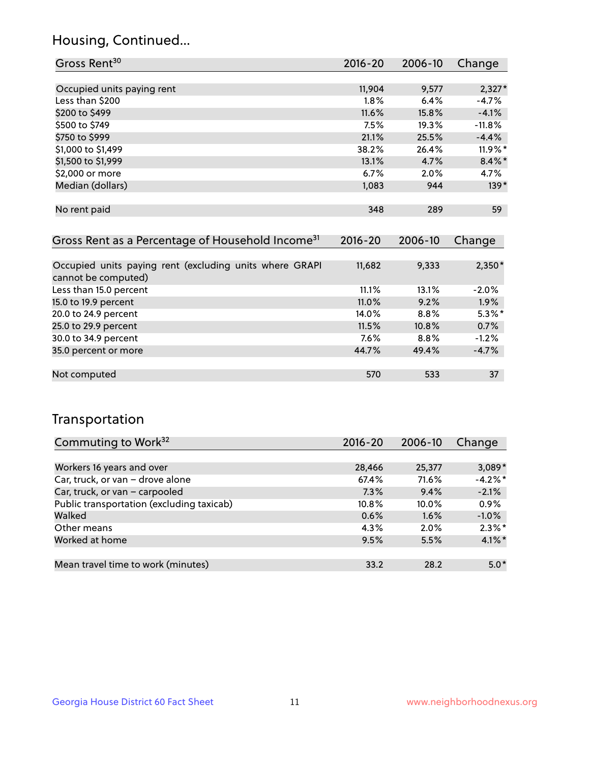## Housing, Continued...

| Gross Rent[30] | 2016-20 | 2006-10 | Change |
|---|---|---|---|
| Occupied units paying rent | 11,904 | 9,577 | 2,327* |
| Less than $200 | 1.8% | 6.4% | -4.7% |
| $200 to $499 | 11.6% | 15.8% | -4.1% |
| $500 to $749 | 7.5% | 19.3% | -11.8% |
| $750 to $999 | 21.1% | 25.5% | -4.4% |
| $1,000 to $1,499 | 38.2% | 26.4% | 11.9%* |
| $1,500 to $1,999 | 13.1% | 4.7% | 8.4%* |
| $2,000 or more | 6.7% | 2.0% | 4.7% |
| Median (dollars) | 1,083 | 944 | 139* |
| No rent paid | 348 | 289 | 59 |

| Gross Rent as a Percentage of Household Income[31] | 2016-20 | 2006-10 | Change |
|---|---|---|---|
| Occupied units paying rent (excluding units where GRAPI cannot be computed) | 11,682 | 9,333 | 2,350* |
| Less than 15.0 percent | 11.1% | 13.1% | -2.0% |
| 15.0 to 19.9 percent | 11.0% | 9.2% | 1.9% |
| 20.0 to 24.9 percent | 14.0% | 8.8% | 5.3%* |
| 25.0 to 29.9 percent | 11.5% | 10.8% | 0.7% |
| 30.0 to 34.9 percent | 7.6% | 8.8% | -1.2% |
| 35.0 percent or more | 44.7% | 49.4% | -4.7% |
| Not computed | 570 | 533 | 37 |

## Transportation

| Commuting to Work[32] | 2016-20 | 2006-10 | Change |
|---|---|---|---|
| Workers 16 years and over | 28,466 | 25,377 | 3,089* |
| Car, truck, or van – drove alone | 67.4% | 71.6% | -4.2%* |
| Car, truck, or van – carpooled | 7.3% | 9.4% | -2.1% |
| Public transportation (excluding taxicab) | 10.8% | 10.0% | 0.9% |
| Walked | 0.6% | 1.6% | -1.0% |
| Other means | 4.3% | 2.0% | 2.3%* |
| Worked at home | 9.5% | 5.5% | 4.1%* |
| Mean travel time to work (minutes) | 33.2 | 28.2 | 5.0* |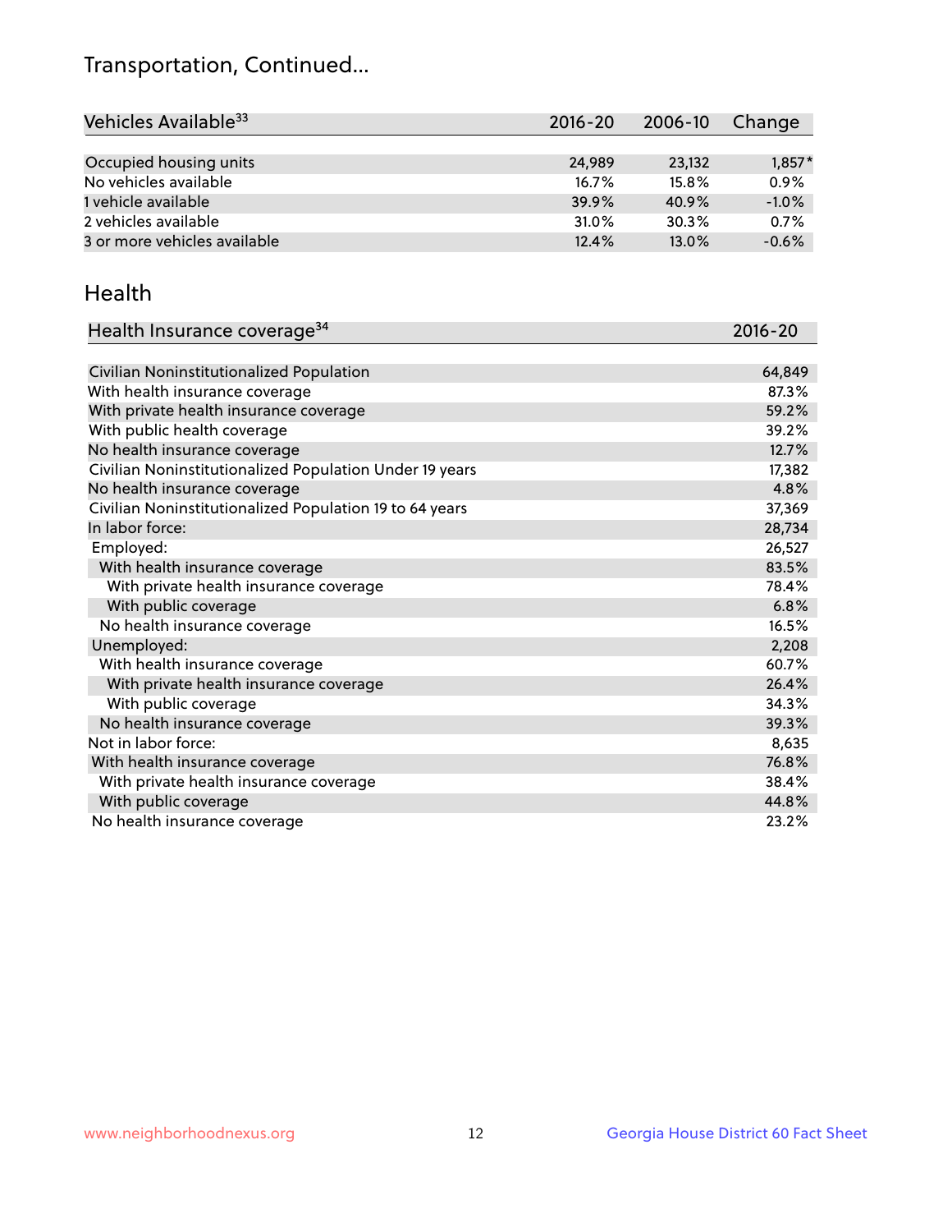## Transportation, Continued...

| Vehicles Available[33] | 2016-20 | 2006-10 | Change |
|---|---|---|---|
| Occupied housing units | 24,989 | 23,132 | 1,857* |
| No vehicles available | 16.7% | 15.8% | 0.9% |
| 1 vehicle available | 39.9% | 40.9% | -1.0% |
| 2 vehicles available | 31.0% | 30.3% | 0.7% |
| 3 or more vehicles available | 12.4% | 13.0% | -0.6% |

## Health

| Health Insurance coverage[34] | 2016-20 |
|---|---|
| Civilian Noninstitutionalized Population | 64,849 |
| With health insurance coverage | 87.3% |
| With private health insurance coverage | 59.2% |
| With public health coverage | 39.2% |
| No health insurance coverage | 12.7% |
| Civilian Noninstitutionalized Population Under 19 years | 17,382 |
| No health insurance coverage | 4.8% |
| Civilian Noninstitutionalized Population 19 to 64 years | 37,369 |
| In labor force: | 28,734 |
| Employed: | 26,527 |
| With health insurance coverage | 83.5% |
| With private health insurance coverage | 78.4% |
| With public coverage | 6.8% |
| No health insurance coverage | 16.5% |
| Unemployed: | 2,208 |
| With health insurance coverage | 60.7% |
| With private health insurance coverage | 26.4% |
| With public coverage | 34.3% |
| No health insurance coverage | 39.3% |
| Not in labor force: | 8,635 |
| With health insurance coverage | 76.8% |
| With private health insurance coverage | 38.4% |
| With public coverage | 44.8% |
| No health insurance coverage | 23.2% |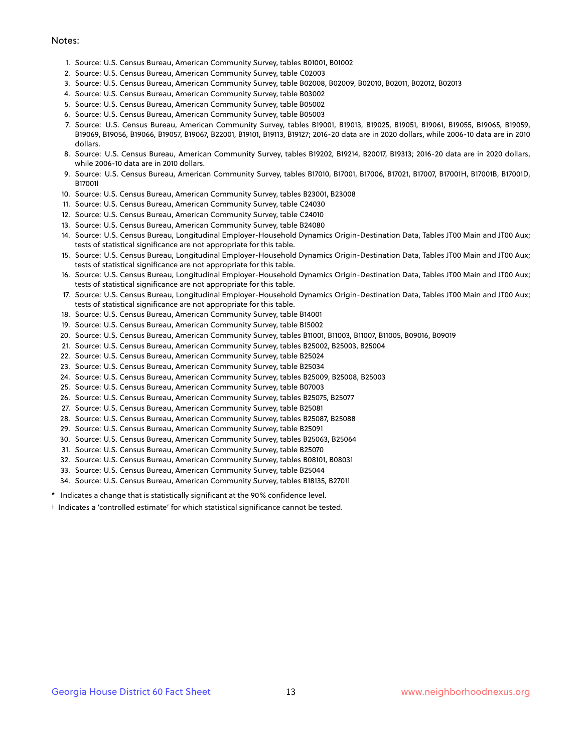Notes:

1. Source: U.S. Census Bureau, American Community Survey, tables B01001, B01002
2. Source: U.S. Census Bureau, American Community Survey, table C02003
3. Source: U.S. Census Bureau, American Community Survey, table B02008, B02009, B02010, B02011, B02012, B02013
4. Source: U.S. Census Bureau, American Community Survey, table B03002
5. Source: U.S. Census Bureau, American Community Survey, table B05002
6. Source: U.S. Census Bureau, American Community Survey, table B05003
7. Source: U.S. Census Bureau, American Community Survey, tables B19001, B19013, B19025, B19051, B19061, B19055, B19065, B19059, B19069, B19056, B19066, B19057, B19067, B22001, B19101, B19113, B19127; 2016-20 data are in 2020 dollars, while 2006-10 data are in 2010 dollars.
8. Source: U.S. Census Bureau, American Community Survey, tables B19202, B19214, B20017, B19313; 2016-20 data are in 2020 dollars, while 2006-10 data are in 2010 dollars.
9. Source: U.S. Census Bureau, American Community Survey, tables B17010, B17001, B17006, B17021, B17007, B17001H, B17001B, B17001D, B17001I
10. Source: U.S. Census Bureau, American Community Survey, tables B23001, B23008
11. Source: U.S. Census Bureau, American Community Survey, table C24030
12. Source: U.S. Census Bureau, American Community Survey, table C24010
13. Source: U.S. Census Bureau, American Community Survey, table B24080
14. Source: U.S. Census Bureau, Longitudinal Employer-Household Dynamics Origin-Destination Data, Tables JT00 Main and JT00 Aux; tests of statistical significance are not appropriate for this table.
15. Source: U.S. Census Bureau, Longitudinal Employer-Household Dynamics Origin-Destination Data, Tables JT00 Main and JT00 Aux; tests of statistical significance are not appropriate for this table.
16. Source: U.S. Census Bureau, Longitudinal Employer-Household Dynamics Origin-Destination Data, Tables JT00 Main and JT00 Aux; tests of statistical significance are not appropriate for this table.
17. Source: U.S. Census Bureau, Longitudinal Employer-Household Dynamics Origin-Destination Data, Tables JT00 Main and JT00 Aux; tests of statistical significance are not appropriate for this table.
18. Source: U.S. Census Bureau, American Community Survey, table B14001
19. Source: U.S. Census Bureau, American Community Survey, table B15002
20. Source: U.S. Census Bureau, American Community Survey, tables B11001, B11003, B11007, B11005, B09016, B09019
21. Source: U.S. Census Bureau, American Community Survey, tables B25002, B25003, B25004
22. Source: U.S. Census Bureau, American Community Survey, table B25024
23. Source: U.S. Census Bureau, American Community Survey, table B25034
24. Source: U.S. Census Bureau, American Community Survey, tables B25009, B25008, B25003
25. Source: U.S. Census Bureau, American Community Survey, table B07003
26. Source: U.S. Census Bureau, American Community Survey, tables B25075, B25077
27. Source: U.S. Census Bureau, American Community Survey, table B25081
28. Source: U.S. Census Bureau, American Community Survey, tables B25087, B25088
29. Source: U.S. Census Bureau, American Community Survey, table B25091
30. Source: U.S. Census Bureau, American Community Survey, tables B25063, B25064
31. Source: U.S. Census Bureau, American Community Survey, table B25070
32. Source: U.S. Census Bureau, American Community Survey, tables B08101, B08031
33. Source: U.S. Census Bureau, American Community Survey, table B25044
34. Source: U.S. Census Bureau, American Community Survey, tables B18135, B27011

\* Indicates a change that is statistically significant at the 90% confidence level.

† Indicates a 'controlled estimate' for which statistical significance cannot be tested.